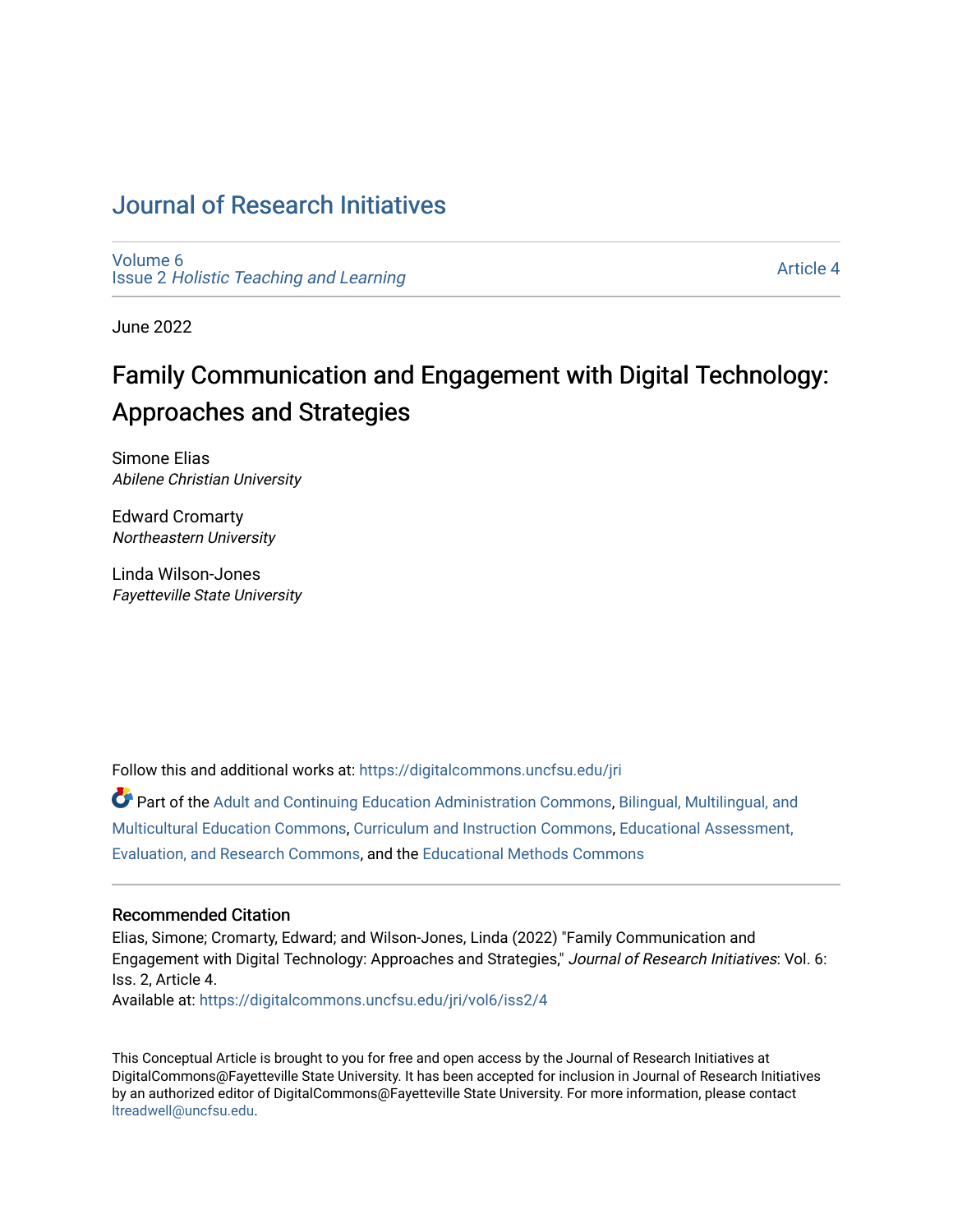# Journal of Research Initiatives

Volume 6
Issue 2 *Holistic Teaching and Learning*

Article 4

June 2022

## Family Communication and Engagement with Digital Technology: Approaches and Strategies

Simone Elias
*Abilene Christian University*

Edward Cromarty
*Northeastern University*

Linda Wilson-Jones
*Fayetteville State University*

Follow this and additional works at: https://digitalcommons.uncfsu.edu/jri

Part of the Adult and Continuing Education Administration Commons, Bilingual, Multilingual, and Multicultural Education Commons, Curriculum and Instruction Commons, Educational Assessment, Evaluation, and Research Commons, and the Educational Methods Commons

### Recommended Citation

Elias, Simone; Cromarty, Edward; and Wilson-Jones, Linda (2022) "Family Communication and Engagement with Digital Technology: Approaches and Strategies," *Journal of Research Initiatives*: Vol. 6: Iss. 2, Article 4.
Available at: https://digitalcommons.uncfsu.edu/jri/vol6/iss2/4

This Conceptual Article is brought to you for free and open access by the Journal of Research Initiatives at DigitalCommons@Fayetteville State University. It has been accepted for inclusion in Journal of Research Initiatives by an authorized editor of DigitalCommons@Fayetteville State University. For more information, please contact ltreadwell@uncfsu.edu.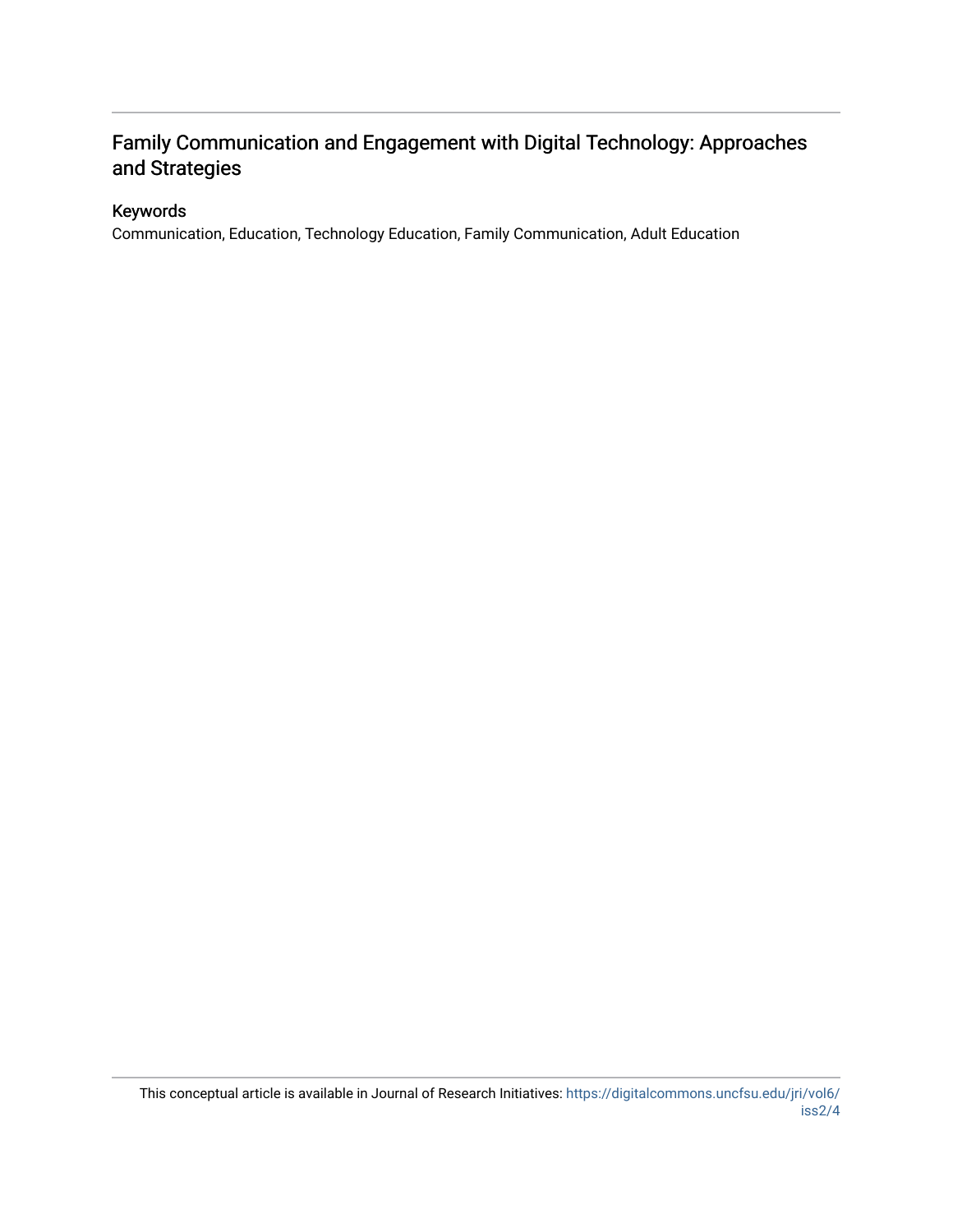## Family Communication and Engagement with Digital Technology: Approaches and Strategies

### Keywords

Communication, Education, Technology Education, Family Communication, Adult Education

This conceptual article is available in Journal of Research Initiatives: https://digitalcommons.uncfsu.edu/jri/vol6/iss2/4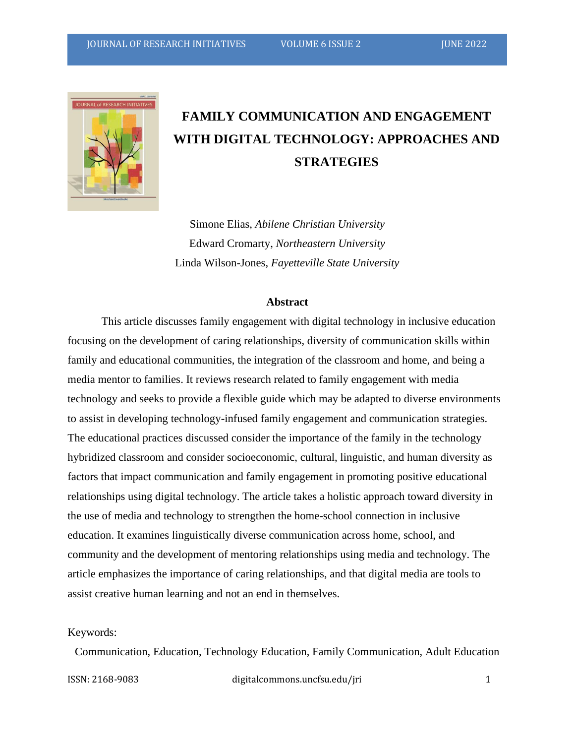# FAMILY COMMUNICATION AND ENGAGEMENT WITH DIGITAL TECHNOLOGY: APPROACHES AND STRATEGIES

Simone Elias, *Abilene Christian University*
Edward Cromarty, *Northeastern University*
Linda Wilson-Jones, *Fayetteville State University*

## Abstract

This article discusses family engagement with digital technology in inclusive education focusing on the development of caring relationships, diversity of communication skills within family and educational communities, the integration of the classroom and home, and being a media mentor to families. It reviews research related to family engagement with media technology and seeks to provide a flexible guide which may be adapted to diverse environments to assist in developing technology-infused family engagement and communication strategies. The educational practices discussed consider the importance of the family in the technology hybridized classroom and consider socioeconomic, cultural, linguistic, and human diversity as factors that impact communication and family engagement in promoting positive educational relationships using digital technology. The article takes a holistic approach toward diversity in the use of media and technology to strengthen the home-school connection in inclusive education. It examines linguistically diverse communication across home, school, and community and the development of mentoring relationships using media and technology. The article emphasizes the importance of caring relationships, and that digital media are tools to assist creative human learning and not an end in themselves.

Keywords:

Communication, Education, Technology Education, Family Communication, Adult Education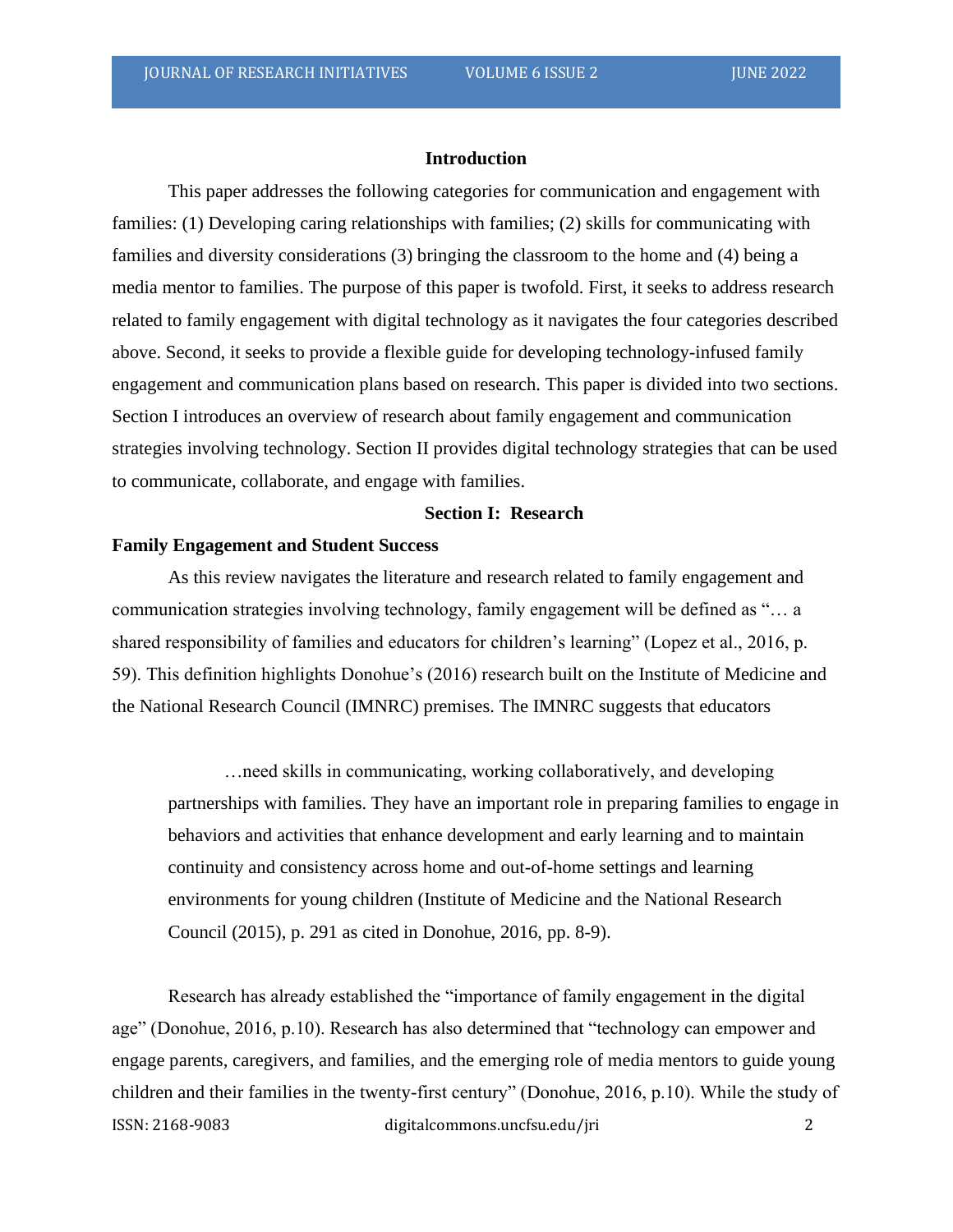## Introduction

This paper addresses the following categories for communication and engagement with families: (1) Developing caring relationships with families; (2) skills for communicating with families and diversity considerations (3) bringing the classroom to the home and (4) being a media mentor to families. The purpose of this paper is twofold. First, it seeks to address research related to family engagement with digital technology as it navigates the four categories described above. Second, it seeks to provide a flexible guide for developing technology-infused family engagement and communication plans based on research. This paper is divided into two sections. Section I introduces an overview of research about family engagement and communication strategies involving technology. Section II provides digital technology strategies that can be used to communicate, collaborate, and engage with families.

## Section I: Research

### Family Engagement and Student Success

As this review navigates the literature and research related to family engagement and communication strategies involving technology, family engagement will be defined as "… a shared responsibility of families and educators for children's learning" (Lopez et al., 2016, p. 59). This definition highlights Donohue's (2016) research built on the Institute of Medicine and the National Research Council (IMNRC) premises. The IMNRC suggests that educators

> …need skills in communicating, working collaboratively, and developing partnerships with families. They have an important role in preparing families to engage in behaviors and activities that enhance development and early learning and to maintain continuity and consistency across home and out-of-home settings and learning environments for young children (Institute of Medicine and the National Research Council (2015), p. 291 as cited in Donohue, 2016, pp. 8-9).

Research has already established the "importance of family engagement in the digital age" (Donohue, 2016, p.10). Research has also determined that "technology can empower and engage parents, caregivers, and families, and the emerging role of media mentors to guide young children and their families in the twenty-first century" (Donohue, 2016, p.10). While the study of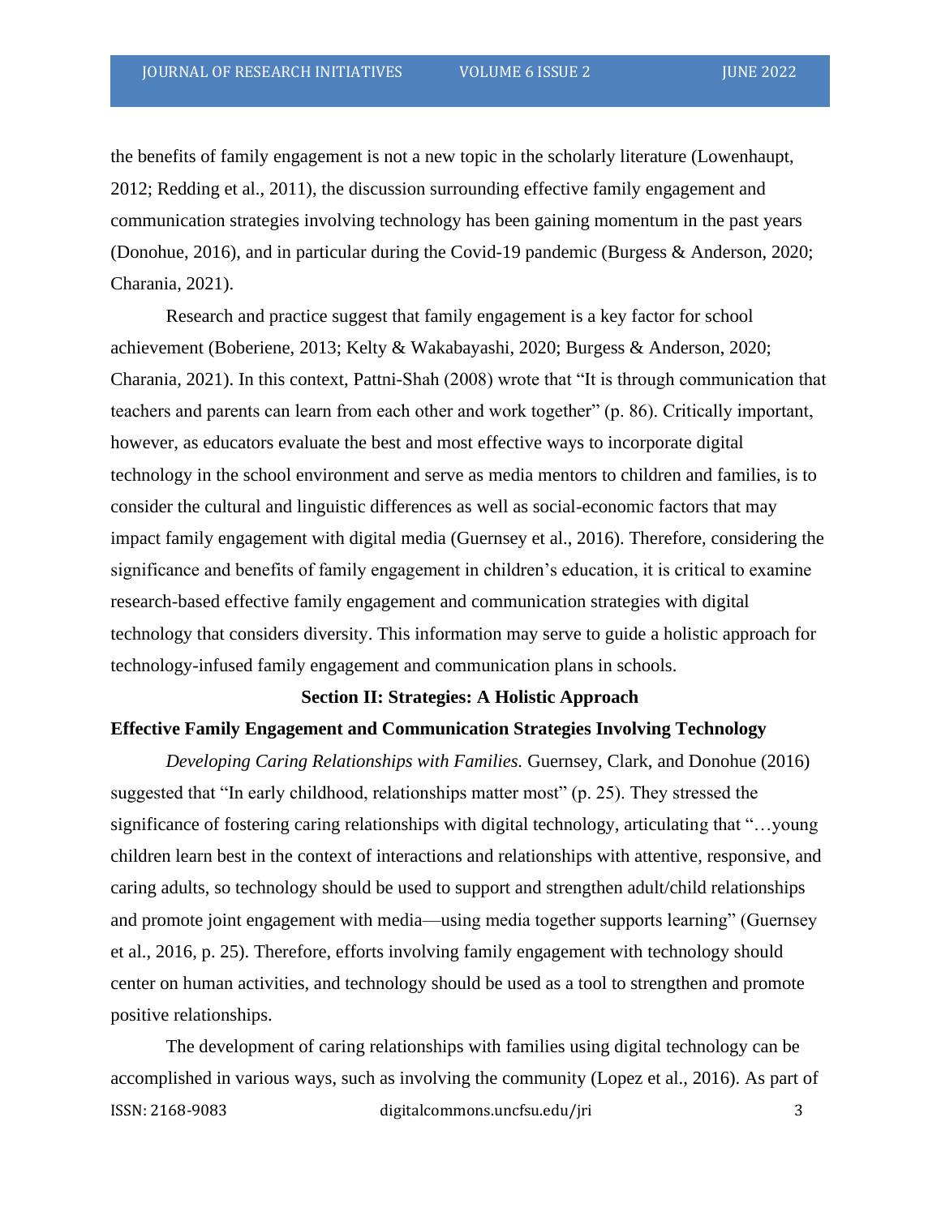the benefits of family engagement is not a new topic in the scholarly literature (Lowenhaupt, 2012; Redding et al., 2011), the discussion surrounding effective family engagement and communication strategies involving technology has been gaining momentum in the past years (Donohue, 2016), and in particular during the Covid-19 pandemic (Burgess & Anderson, 2020; Charania, 2021).

Research and practice suggest that family engagement is a key factor for school achievement (Boberiene, 2013; Kelty & Wakabayashi, 2020; Burgess & Anderson, 2020; Charania, 2021). In this context, Pattni-Shah (2008) wrote that "It is through communication that teachers and parents can learn from each other and work together" (p. 86). Critically important, however, as educators evaluate the best and most effective ways to incorporate digital technology in the school environment and serve as media mentors to children and families, is to consider the cultural and linguistic differences as well as social-economic factors that may impact family engagement with digital media (Guernsey et al., 2016). Therefore, considering the significance and benefits of family engagement in children's education, it is critical to examine research-based effective family engagement and communication strategies with digital technology that considers diversity. This information may serve to guide a holistic approach for technology-infused family engagement and communication plans in schools.

## Section II: Strategies: A Holistic Approach

### Effective Family Engagement and Communication Strategies Involving Technology

*Developing Caring Relationships with Families.* Guernsey, Clark, and Donohue (2016) suggested that "In early childhood, relationships matter most" (p. 25). They stressed the significance of fostering caring relationships with digital technology, articulating that "…young children learn best in the context of interactions and relationships with attentive, responsive, and caring adults, so technology should be used to support and strengthen adult/child relationships and promote joint engagement with media—using media together supports learning" (Guernsey et al., 2016, p. 25). Therefore, efforts involving family engagement with technology should center on human activities, and technology should be used as a tool to strengthen and promote positive relationships.

The development of caring relationships with families using digital technology can be accomplished in various ways, such as involving the community (Lopez et al., 2016). As part of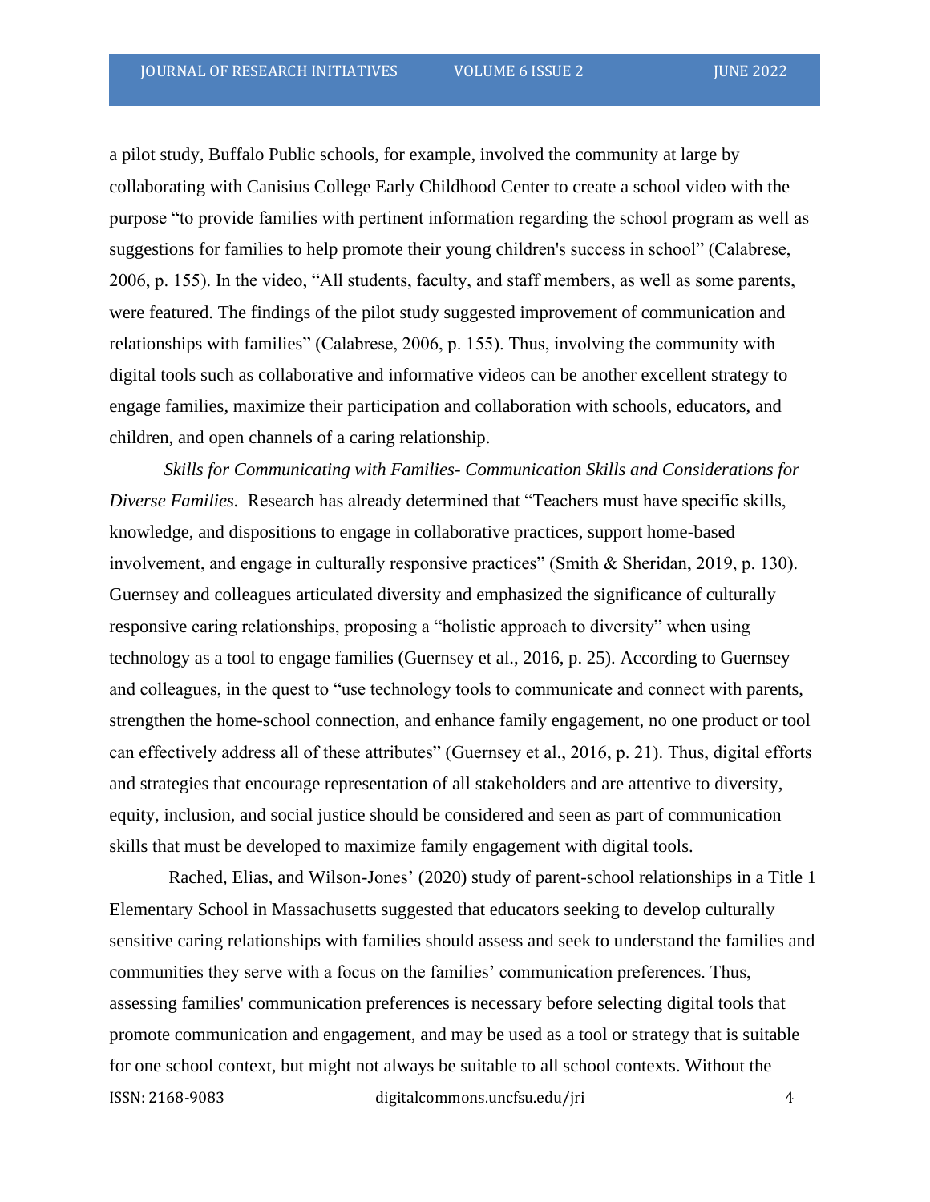a pilot study, Buffalo Public schools, for example, involved the community at large by collaborating with Canisius College Early Childhood Center to create a school video with the purpose "to provide families with pertinent information regarding the school program as well as suggestions for families to help promote their young children's success in school" (Calabrese, 2006, p. 155). In the video, "All students, faculty, and staff members, as well as some parents, were featured. The findings of the pilot study suggested improvement of communication and relationships with families" (Calabrese, 2006, p. 155). Thus, involving the community with digital tools such as collaborative and informative videos can be another excellent strategy to engage families, maximize their participation and collaboration with schools, educators, and children, and open channels of a caring relationship.

*Skills for Communicating with Families- Communication Skills and Considerations for Diverse Families.* Research has already determined that "Teachers must have specific skills, knowledge, and dispositions to engage in collaborative practices, support home-based involvement, and engage in culturally responsive practices" (Smith & Sheridan, 2019, p. 130). Guernsey and colleagues articulated diversity and emphasized the significance of culturally responsive caring relationships, proposing a "holistic approach to diversity" when using technology as a tool to engage families (Guernsey et al., 2016, p. 25). According to Guernsey and colleagues, in the quest to "use technology tools to communicate and connect with parents, strengthen the home-school connection, and enhance family engagement, no one product or tool can effectively address all of these attributes" (Guernsey et al., 2016, p. 21). Thus, digital efforts and strategies that encourage representation of all stakeholders and are attentive to diversity, equity, inclusion, and social justice should be considered and seen as part of communication skills that must be developed to maximize family engagement with digital tools.

Rached, Elias, and Wilson-Jones' (2020) study of parent-school relationships in a Title 1 Elementary School in Massachusetts suggested that educators seeking to develop culturally sensitive caring relationships with families should assess and seek to understand the families and communities they serve with a focus on the families' communication preferences. Thus, assessing families' communication preferences is necessary before selecting digital tools that promote communication and engagement, and may be used as a tool or strategy that is suitable for one school context, but might not always be suitable to all school contexts. Without the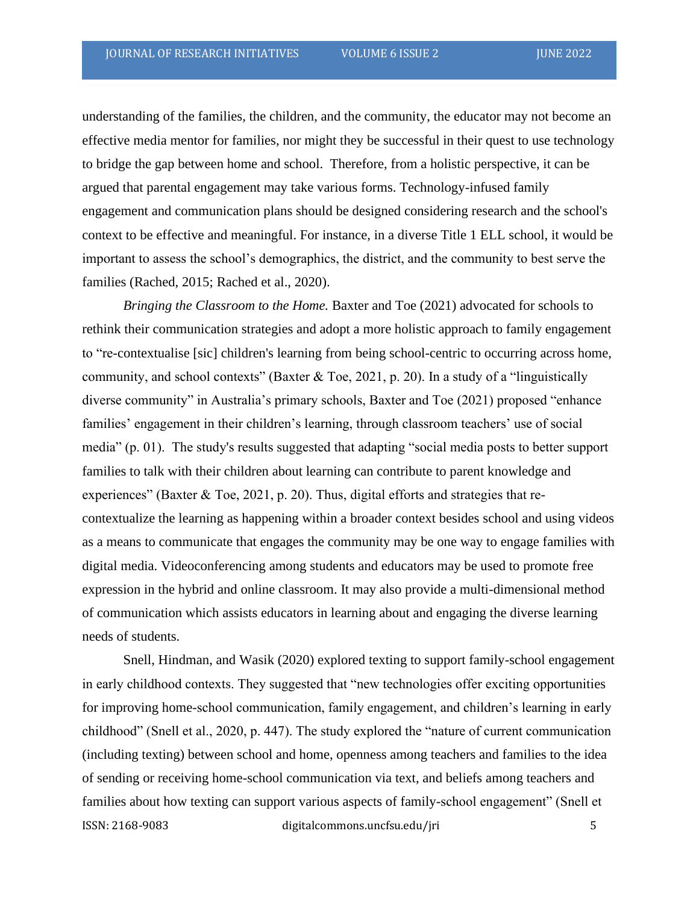understanding of the families, the children, and the community, the educator may not become an effective media mentor for families, nor might they be successful in their quest to use technology to bridge the gap between home and school. Therefore, from a holistic perspective, it can be argued that parental engagement may take various forms. Technology-infused family engagement and communication plans should be designed considering research and the school's context to be effective and meaningful. For instance, in a diverse Title 1 ELL school, it would be important to assess the school's demographics, the district, and the community to best serve the families (Rached, 2015; Rached et al., 2020).

*Bringing the Classroom to the Home.* Baxter and Toe (2021) advocated for schools to rethink their communication strategies and adopt a more holistic approach to family engagement to "re-contextualise [sic] children's learning from being school-centric to occurring across home, community, and school contexts" (Baxter & Toe, 2021, p. 20). In a study of a "linguistically diverse community" in Australia's primary schools, Baxter and Toe (2021) proposed "enhance families' engagement in their children's learning, through classroom teachers' use of social media" (p. 01). The study's results suggested that adapting "social media posts to better support families to talk with their children about learning can contribute to parent knowledge and experiences" (Baxter & Toe, 2021, p. 20). Thus, digital efforts and strategies that re-contextualize the learning as happening within a broader context besides school and using videos as a means to communicate that engages the community may be one way to engage families with digital media. Videoconferencing among students and educators may be used to promote free expression in the hybrid and online classroom. It may also provide a multi-dimensional method of communication which assists educators in learning about and engaging the diverse learning needs of students.

Snell, Hindman, and Wasik (2020) explored texting to support family-school engagement in early childhood contexts. They suggested that "new technologies offer exciting opportunities for improving home-school communication, family engagement, and children's learning in early childhood" (Snell et al., 2020, p. 447). The study explored the "nature of current communication (including texting) between school and home, openness among teachers and families to the idea of sending or receiving home-school communication via text, and beliefs among teachers and families about how texting can support various aspects of family-school engagement" (Snell et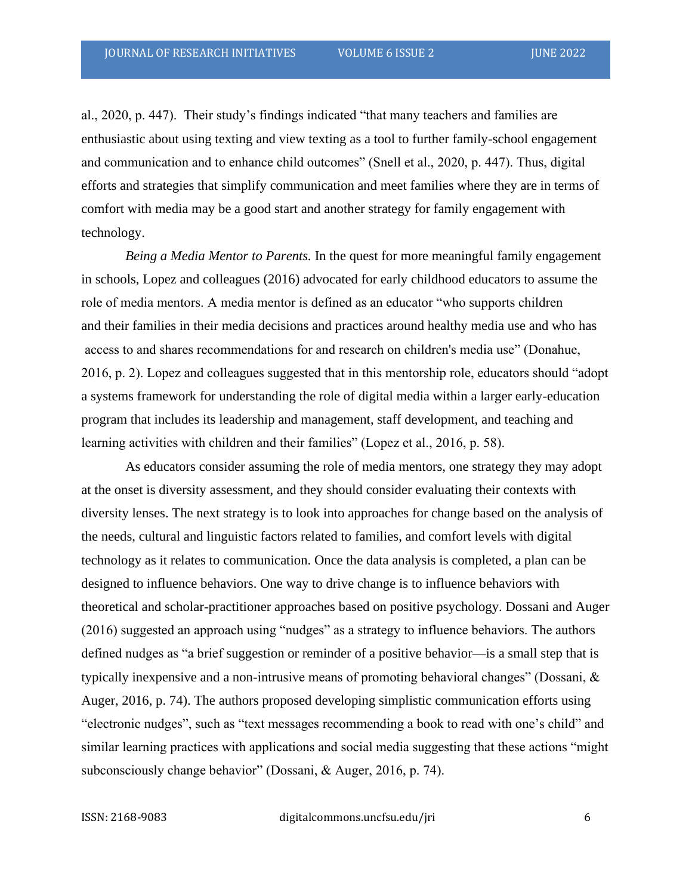al., 2020, p. 447). Their study's findings indicated "that many teachers and families are enthusiastic about using texting and view texting as a tool to further family-school engagement and communication and to enhance child outcomes" (Snell et al., 2020, p. 447). Thus, digital efforts and strategies that simplify communication and meet families where they are in terms of comfort with media may be a good start and another strategy for family engagement with technology.

*Being a Media Mentor to Parents.* In the quest for more meaningful family engagement in schools, Lopez and colleagues (2016) advocated for early childhood educators to assume the role of media mentors. A media mentor is defined as an educator "who supports children and their families in their media decisions and practices around healthy media use and who has access to and shares recommendations for and research on children's media use" (Donahue, 2016, p. 2). Lopez and colleagues suggested that in this mentorship role, educators should "adopt a systems framework for understanding the role of digital media within a larger early-education program that includes its leadership and management, staff development, and teaching and learning activities with children and their families" (Lopez et al., 2016, p. 58).

As educators consider assuming the role of media mentors, one strategy they may adopt at the onset is diversity assessment, and they should consider evaluating their contexts with diversity lenses. The next strategy is to look into approaches for change based on the analysis of the needs, cultural and linguistic factors related to families, and comfort levels with digital technology as it relates to communication. Once the data analysis is completed, a plan can be designed to influence behaviors. One way to drive change is to influence behaviors with theoretical and scholar-practitioner approaches based on positive psychology. Dossani and Auger (2016) suggested an approach using "nudges" as a strategy to influence behaviors. The authors defined nudges as "a brief suggestion or reminder of a positive behavior—is a small step that is typically inexpensive and a non-intrusive means of promoting behavioral changes" (Dossani, & Auger, 2016, p. 74). The authors proposed developing simplistic communication efforts using "electronic nudges", such as "text messages recommending a book to read with one's child" and similar learning practices with applications and social media suggesting that these actions "might subconsciously change behavior" (Dossani, & Auger, 2016, p. 74).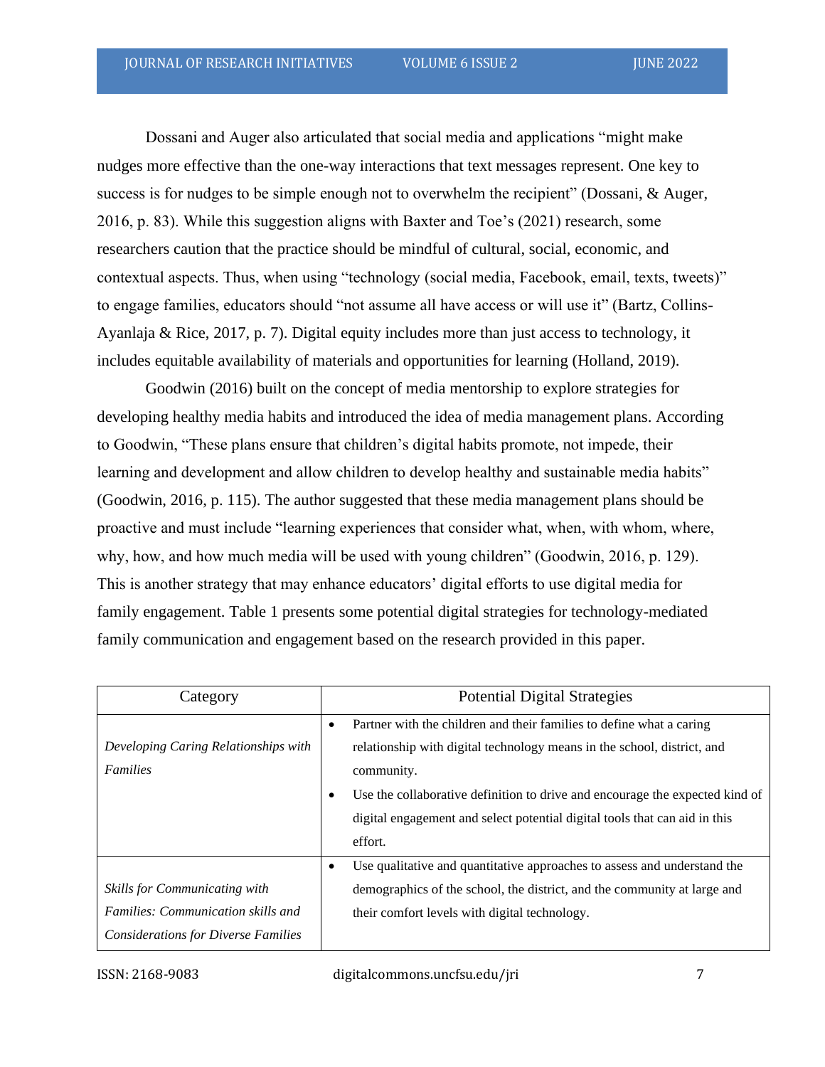Dossani and Auger also articulated that social media and applications “might make nudges more effective than the one-way interactions that text messages represent. One key to success is for nudges to be simple enough not to overwhelm the recipient” (Dossani, & Auger, 2016, p. 83). While this suggestion aligns with Baxter and Toe’s (2021) research, some researchers caution that the practice should be mindful of cultural, social, economic, and contextual aspects. Thus, when using “technology (social media, Facebook, email, texts, tweets)” to engage families, educators should “not assume all have access or will use it” (Bartz, Collins-Ayanlaja & Rice, 2017, p. 7). Digital equity includes more than just access to technology, it includes equitable availability of materials and opportunities for learning (Holland, 2019).

Goodwin (2016) built on the concept of media mentorship to explore strategies for developing healthy media habits and introduced the idea of media management plans. According to Goodwin, “These plans ensure that children’s digital habits promote, not impede, their learning and development and allow children to develop healthy and sustainable media habits” (Goodwin, 2016, p. 115). The author suggested that these media management plans should be proactive and must include “learning experiences that consider what, when, with whom, where, why, how, and how much media will be used with young children” (Goodwin, 2016, p. 129). This is another strategy that may enhance educators’ digital efforts to use digital media for family engagement. Table 1 presents some potential digital strategies for technology-mediated family communication and engagement based on the research provided in this paper.

| Category | Potential Digital Strategies |
|---|---|
| *Developing Caring Relationships with Families* | • Partner with the children and their families to define what a caring relationship with digital technology means in the school, district, and community.<br>• Use the collaborative definition to drive and encourage the expected kind of digital engagement and select potential digital tools that can aid in this effort. |
| *Skills for Communicating with Families: Communication skills and Considerations for Diverse Families* | • Use qualitative and quantitative approaches to assess and understand the demographics of the school, the district, and the community at large and their comfort levels with digital technology. |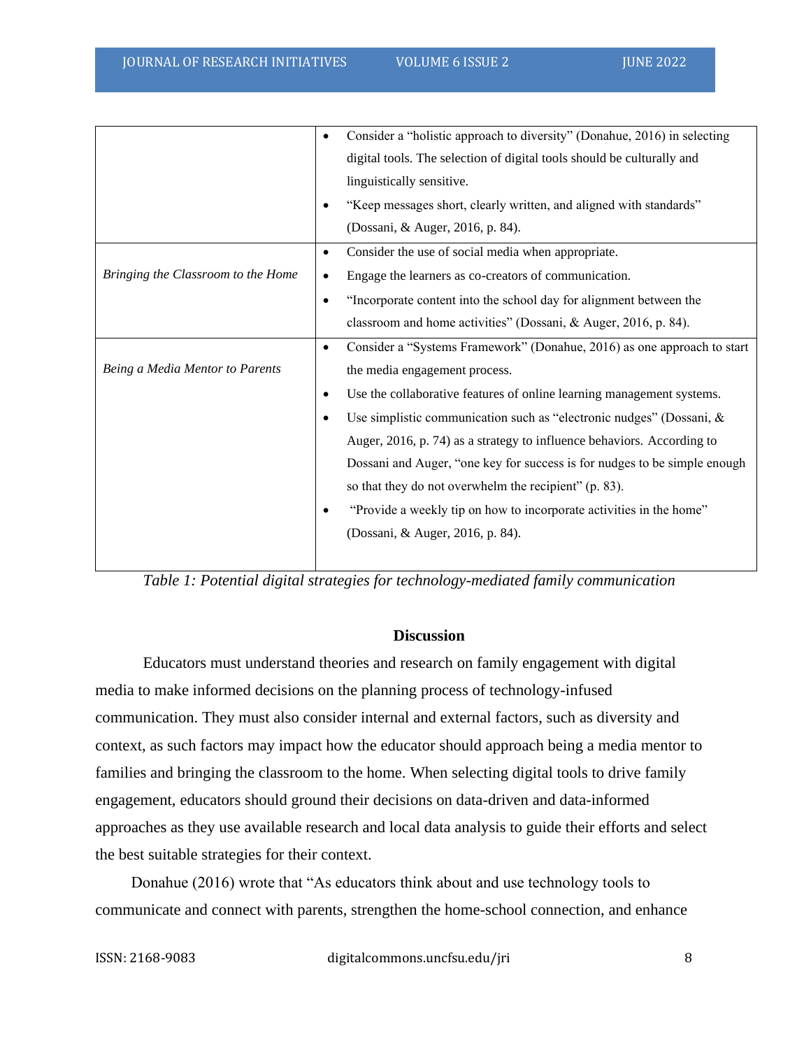| | |
|---|---|
| | • Consider a "holistic approach to diversity" (Donahue, 2016) in selecting digital tools. The selection of digital tools should be culturally and linguistically sensitive.<br>• "Keep messages short, clearly written, and aligned with standards" (Dossani, & Auger, 2016, p. 84). |
| *Bringing the Classroom to the Home* | • Consider the use of social media when appropriate.<br>• Engage the learners as co-creators of communication.<br>• "Incorporate content into the school day for alignment between the classroom and home activities" (Dossani, & Auger, 2016, p. 84). |
| *Being a Media Mentor to Parents* | • Consider a "Systems Framework" (Donahue, 2016) as one approach to start the media engagement process.<br>• Use the collaborative features of online learning management systems.<br>• Use simplistic communication such as "electronic nudges" (Dossani, & Auger, 2016, p. 74) as a strategy to influence behaviors. According to Dossani and Auger, "one key for success is for nudges to be simple enough so that they do not overwhelm the recipient" (p. 83).<br>• "Provide a weekly tip on how to incorporate activities in the home" (Dossani, & Auger, 2016, p. 84). |

*Table 1: Potential digital strategies for technology-mediated family communication*

## Discussion

Educators must understand theories and research on family engagement with digital media to make informed decisions on the planning process of technology-infused communication. They must also consider internal and external factors, such as diversity and context, as such factors may impact how the educator should approach being a media mentor to families and bringing the classroom to the home. When selecting digital tools to drive family engagement, educators should ground their decisions on data-driven and data-informed approaches as they use available research and local data analysis to guide their efforts and select the best suitable strategies for their context.

Donahue (2016) wrote that "As educators think about and use technology tools to communicate and connect with parents, strengthen the home-school connection, and enhance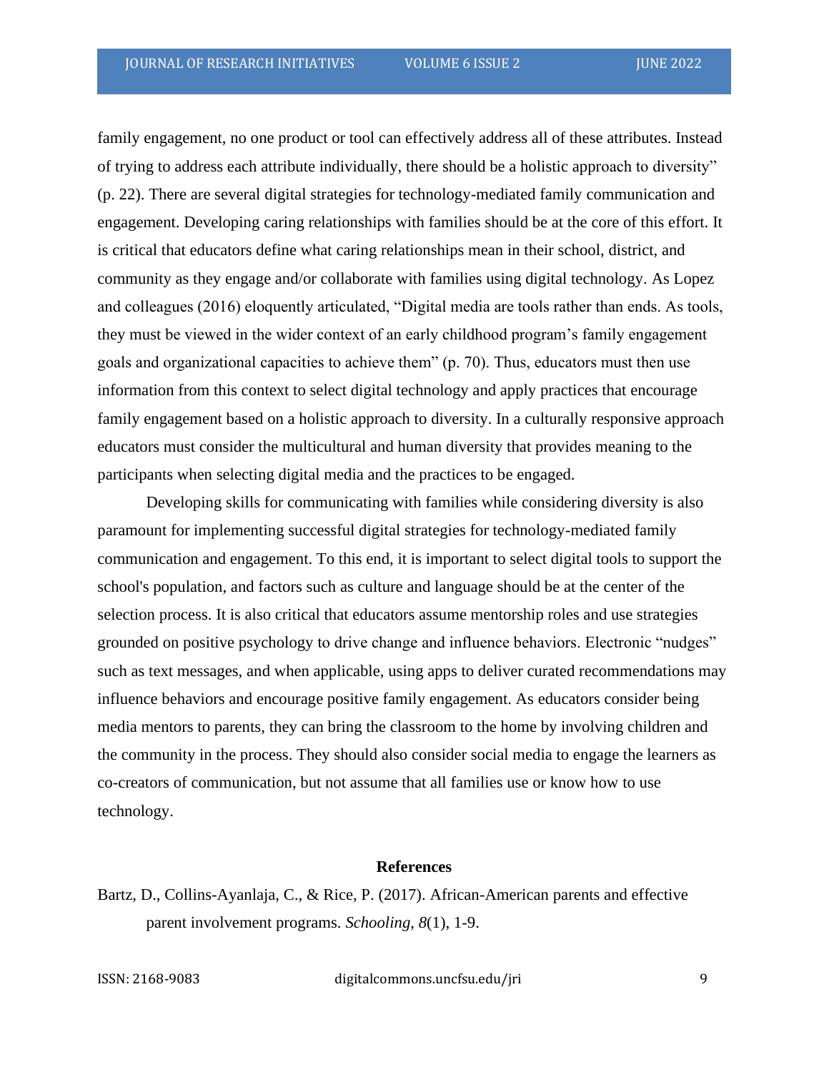family engagement, no one product or tool can effectively address all of these attributes. Instead of trying to address each attribute individually, there should be a holistic approach to diversity" (p. 22). There are several digital strategies for technology-mediated family communication and engagement. Developing caring relationships with families should be at the core of this effort. It is critical that educators define what caring relationships mean in their school, district, and community as they engage and/or collaborate with families using digital technology. As Lopez and colleagues (2016) eloquently articulated, "Digital media are tools rather than ends. As tools, they must be viewed in the wider context of an early childhood program's family engagement goals and organizational capacities to achieve them" (p. 70). Thus, educators must then use information from this context to select digital technology and apply practices that encourage family engagement based on a holistic approach to diversity. In a culturally responsive approach educators must consider the multicultural and human diversity that provides meaning to the participants when selecting digital media and the practices to be engaged.

Developing skills for communicating with families while considering diversity is also paramount for implementing successful digital strategies for technology-mediated family communication and engagement. To this end, it is important to select digital tools to support the school's population, and factors such as culture and language should be at the center of the selection process. It is also critical that educators assume mentorship roles and use strategies grounded on positive psychology to drive change and influence behaviors. Electronic "nudges" such as text messages, and when applicable, using apps to deliver curated recommendations may influence behaviors and encourage positive family engagement. As educators consider being media mentors to parents, they can bring the classroom to the home by involving children and the community in the process. They should also consider social media to engage the learners as co-creators of communication, but not assume that all families use or know how to use technology.

## References

Bartz, D., Collins-Ayanlaja, C., & Rice, P. (2017). African-American parents and effective parent involvement programs. *Schooling*, *8*(1), 1-9.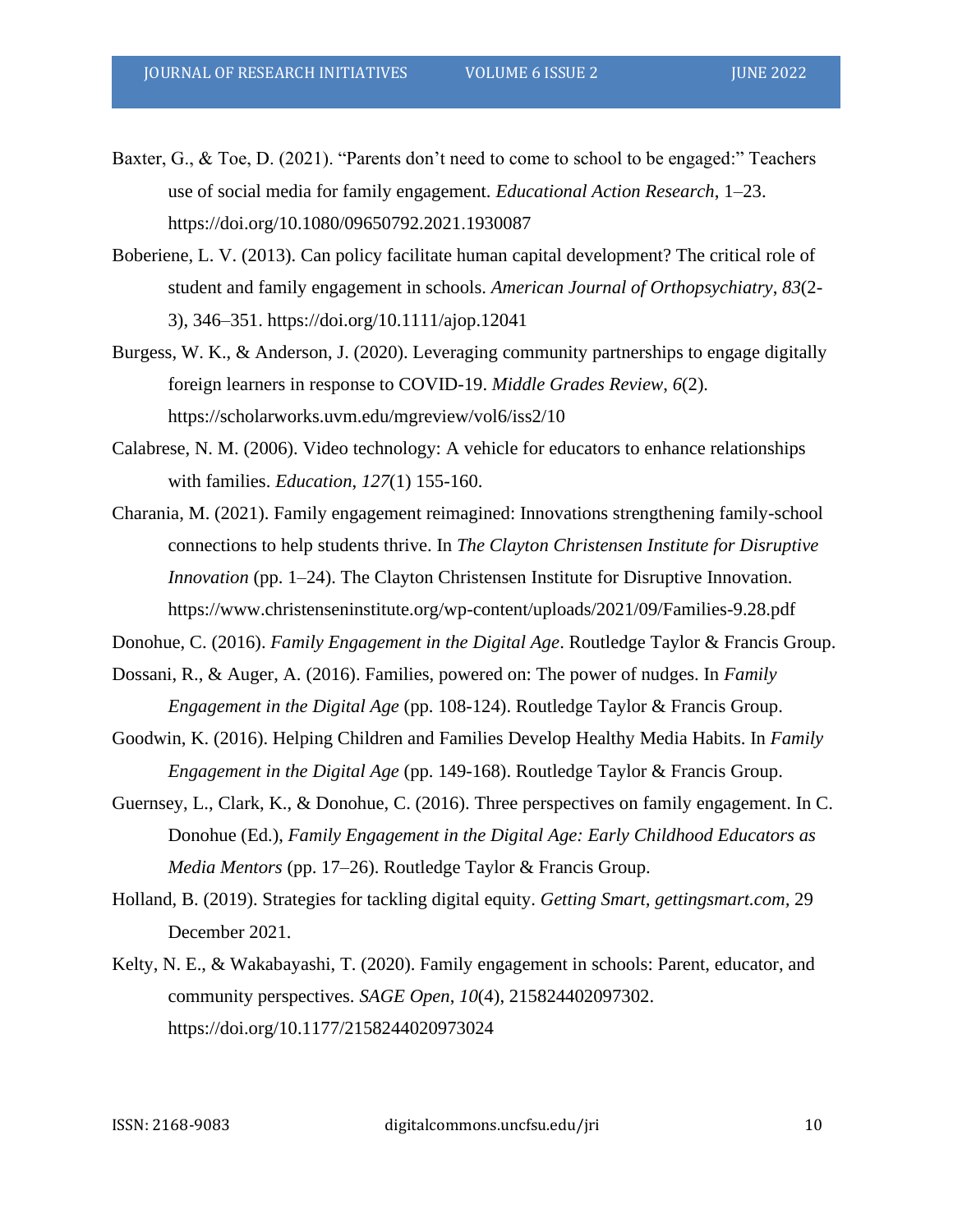Baxter, G., & Toe, D. (2021). "Parents don't need to come to school to be engaged:" Teachers use of social media for family engagement. *Educational Action Research*, 1–23. https://doi.org/10.1080/09650792.2021.1930087

Boberiene, L. V. (2013). Can policy facilitate human capital development? The critical role of student and family engagement in schools. *American Journal of Orthopsychiatry*, *83*(2-3), 346–351. https://doi.org/10.1111/ajop.12041

Burgess, W. K., & Anderson, J. (2020). Leveraging community partnerships to engage digitally foreign learners in response to COVID-19. *Middle Grades Review*, *6*(2). https://scholarworks.uvm.edu/mgreview/vol6/iss2/10

Calabrese, N. M. (2006). Video technology: A vehicle for educators to enhance relationships with families. *Education*, *127*(1) 155-160.

Charania, M. (2021). Family engagement reimagined: Innovations strengthening family-school connections to help students thrive. In *The Clayton Christensen Institute for Disruptive Innovation* (pp. 1–24). The Clayton Christensen Institute for Disruptive Innovation. https://www.christenseninstitute.org/wp-content/uploads/2021/09/Families-9.28.pdf

Donohue, C. (2016). *Family Engagement in the Digital Age*. Routledge Taylor & Francis Group.

Dossani, R., & Auger, A. (2016). Families, powered on: The power of nudges. In *Family Engagement in the Digital Age* (pp. 108-124). Routledge Taylor & Francis Group.

Goodwin, K. (2016). Helping Children and Families Develop Healthy Media Habits. In *Family Engagement in the Digital Age* (pp. 149-168). Routledge Taylor & Francis Group.

Guernsey, L., Clark, K., & Donohue, C. (2016). Three perspectives on family engagement. In C. Donohue (Ed.), *Family Engagement in the Digital Age: Early Childhood Educators as Media Mentors* (pp. 17–26). Routledge Taylor & Francis Group.

Holland, B. (2019). Strategies for tackling digital equity. *Getting Smart, gettingsmart.com*, 29 December 2021.

Kelty, N. E., & Wakabayashi, T. (2020). Family engagement in schools: Parent, educator, and community perspectives. *SAGE Open*, *10*(4), 215824402097302. https://doi.org/10.1177/2158244020973024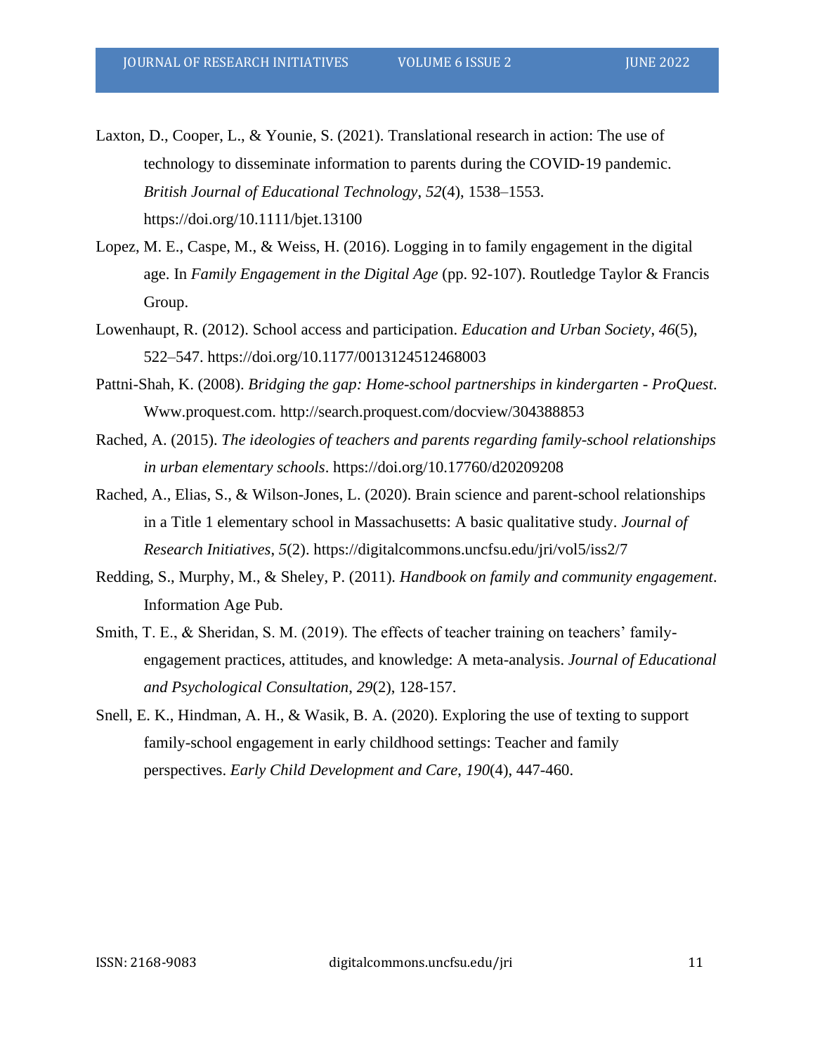Laxton, D., Cooper, L., & Younie, S. (2021). Translational research in action: The use of technology to disseminate information to parents during the COVID-19 pandemic. *British Journal of Educational Technology*, *52*(4), 1538–1553. https://doi.org/10.1111/bjet.13100

Lopez, M. E., Caspe, M., & Weiss, H. (2016). Logging in to family engagement in the digital age. In *Family Engagement in the Digital Age* (pp. 92-107). Routledge Taylor & Francis Group.

Lowenhaupt, R. (2012). School access and participation. *Education and Urban Society*, *46*(5), 522–547. https://doi.org/10.1177/0013124512468003

Pattni-Shah, K. (2008). *Bridging the gap: Home-school partnerships in kindergarten - ProQuest*. Www.proquest.com. http://search.proquest.com/docview/304388853

Rached, A. (2015). *The ideologies of teachers and parents regarding family-school relationships in urban elementary schools*. https://doi.org/10.17760/d20209208

Rached, A., Elias, S., & Wilson-Jones, L. (2020). Brain science and parent-school relationships in a Title 1 elementary school in Massachusetts: A basic qualitative study. *Journal of Research Initiatives*, *5*(2). https://digitalcommons.uncfsu.edu/jri/vol5/iss2/7

Redding, S., Murphy, M., & Sheley, P. (2011). *Handbook on family and community engagement*. Information Age Pub.

Smith, T. E., & Sheridan, S. M. (2019). The effects of teacher training on teachers' family-engagement practices, attitudes, and knowledge: A meta-analysis. *Journal of Educational and Psychological Consultation*, *29*(2), 128-157.

Snell, E. K., Hindman, A. H., & Wasik, B. A. (2020). Exploring the use of texting to support family-school engagement in early childhood settings: Teacher and family perspectives. *Early Child Development and Care*, *190*(4), 447-460.